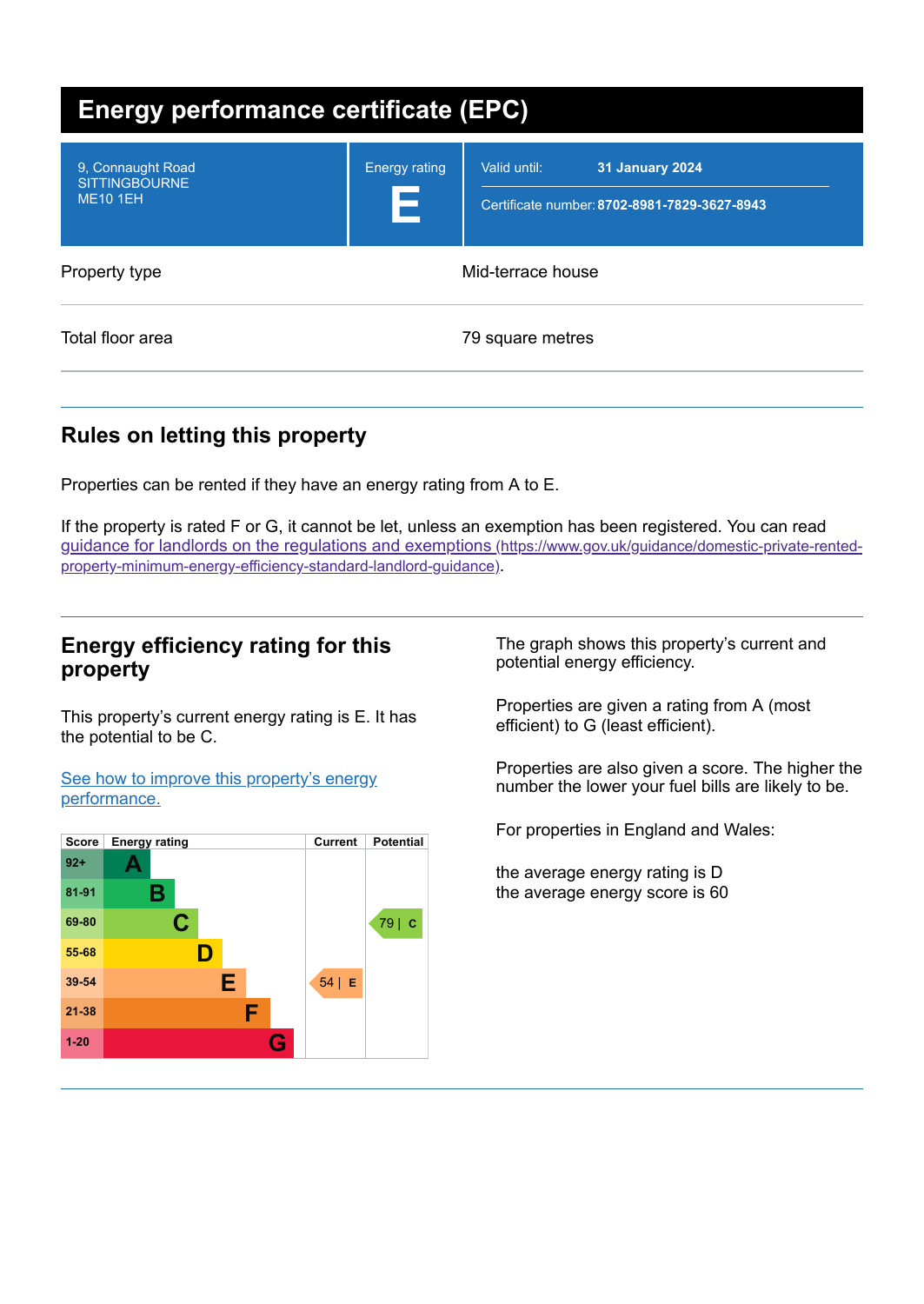# Energy performance certificate (EPC)

| | | |
|---|---|---|
| 9, Connaught Road<br>SITTINGBOURNE<br>ME10 1EH | Energy rating<br>**E** | Valid until: **31 January 2024**<br>Certificate number: **8702-8981-7829-3627-8943** |

| | |
|---|---|
| Property type | Mid-terrace house |
| Total floor area | 79 square metres |

## Rules on letting this property

Properties can be rented if they have an energy rating from A to E.

If the property is rated F or G, it cannot be let, unless an exemption has been registered. You can read [guidance for landlords on the regulations and exemptions](https://www.gov.uk/guidance/domestic-private-rented-property-minimum-energy-efficiency-standard-landlord-guidance) (https://www.gov.uk/guidance/domestic-private-rented-property-minimum-energy-efficiency-standard-landlord-guidance).

## Energy efficiency rating for this property

This property's current energy rating is E. It has the potential to be C.

[See how to improve this property's energy performance.]()

| Score | Energy rating | Current | Potential |
|---|---|---|---|
| 92+ | A | | |
| 81-91 | B | | |
| 69-80 | C | | 79 \| C |
| 55-68 | D | | |
| 39-54 | E | 54 \| E | |
| 21-38 | F | | |
| 1-20 | G | | |

The graph shows this property's current and potential energy efficiency.

Properties are given a rating from A (most efficient) to G (least efficient).

Properties are also given a score. The higher the number the lower your fuel bills are likely to be.

For properties in England and Wales:

the average energy rating is D
the average energy score is 60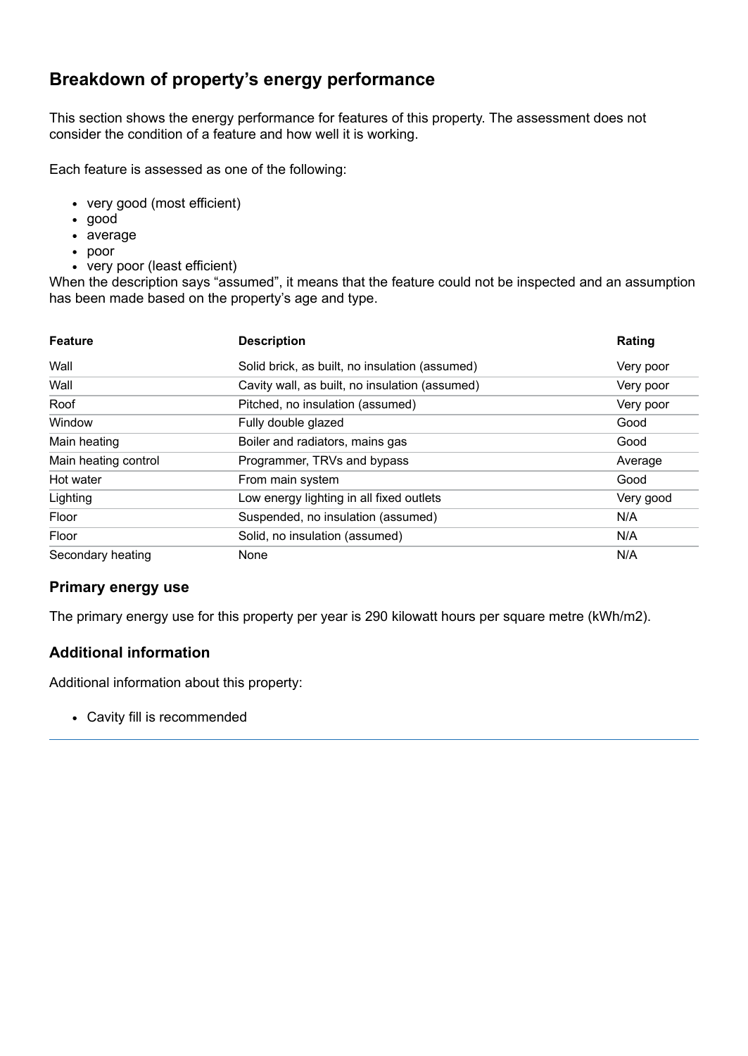## Breakdown of property's energy performance

This section shows the energy performance for features of this property. The assessment does not consider the condition of a feature and how well it is working.

Each feature is assessed as one of the following:

- very good (most efficient)
- good
- average
- poor
- very poor (least efficient)

When the description says "assumed", it means that the feature could not be inspected and an assumption has been made based on the property's age and type.

| Feature | Description | Rating |
| --- | --- | --- |
| Wall | Solid brick, as built, no insulation (assumed) | Very poor |
| Wall | Cavity wall, as built, no insulation (assumed) | Very poor |
| Roof | Pitched, no insulation (assumed) | Very poor |
| Window | Fully double glazed | Good |
| Main heating | Boiler and radiators, mains gas | Good |
| Main heating control | Programmer, TRVs and bypass | Average |
| Hot water | From main system | Good |
| Lighting | Low energy lighting in all fixed outlets | Very good |
| Floor | Suspended, no insulation (assumed) | N/A |
| Floor | Solid, no insulation (assumed) | N/A |
| Secondary heating | None | N/A |

### Primary energy use

The primary energy use for this property per year is 290 kilowatt hours per square metre (kWh/m2).

### Additional information

Additional information about this property:

- Cavity fill is recommended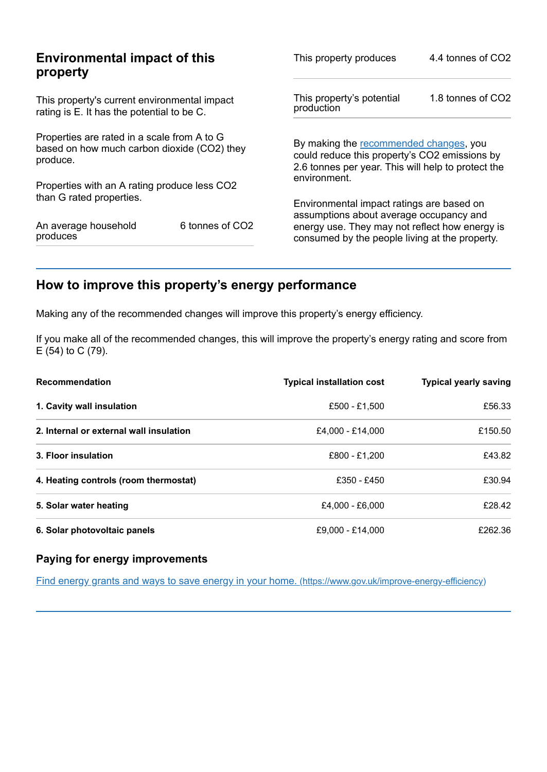## Environmental impact of this property

This property's current environmental impact rating is E. It has the potential to be C.

Properties are rated in a scale from A to G based on how much carbon dioxide ($CO_2$) they produce.

Properties with an A rating produce less $CO_2$ than G rated properties.

| | |
|---|---|
| An average household produces | 6 tonnes of $CO_2$ |

| | |
|---|---|
| This property produces | 4.4 tonnes of $CO_2$ |
| This property's potential production | 1.8 tonnes of $CO_2$ |

By making the recommended changes, you could reduce this property's $CO_2$ emissions by 2.6 tonnes per year. This will help to protect the environment.

Environmental impact ratings are based on assumptions about average occupancy and energy use. They may not reflect how energy is consumed by the people living at the property.

## How to improve this property's energy performance

Making any of the recommended changes will improve this property's energy efficiency.

If you make all of the recommended changes, this will improve the property's energy rating and score from E (54) to C (79).

| Recommendation | Typical installation cost | Typical yearly saving |
|---|---|---|
| **1. Cavity wall insulation** | £500 - £1,500 | £56.33 |
| **2. Internal or external wall insulation** | £4,000 - £14,000 | £150.50 |
| **3. Floor insulation** | £800 - £1,200 | £43.82 |
| **4. Heating controls (room thermostat)** | £350 - £450 | £30.94 |
| **5. Solar water heating** | £4,000 - £6,000 | £28.42 |
| **6. Solar photovoltaic panels** | £9,000 - £14,000 | £262.36 |

### Paying for energy improvements

[Find energy grants and ways to save energy in your home. (https://www.gov.uk/improve-energy-efficiency)](https://www.gov.uk/improve-energy-efficiency)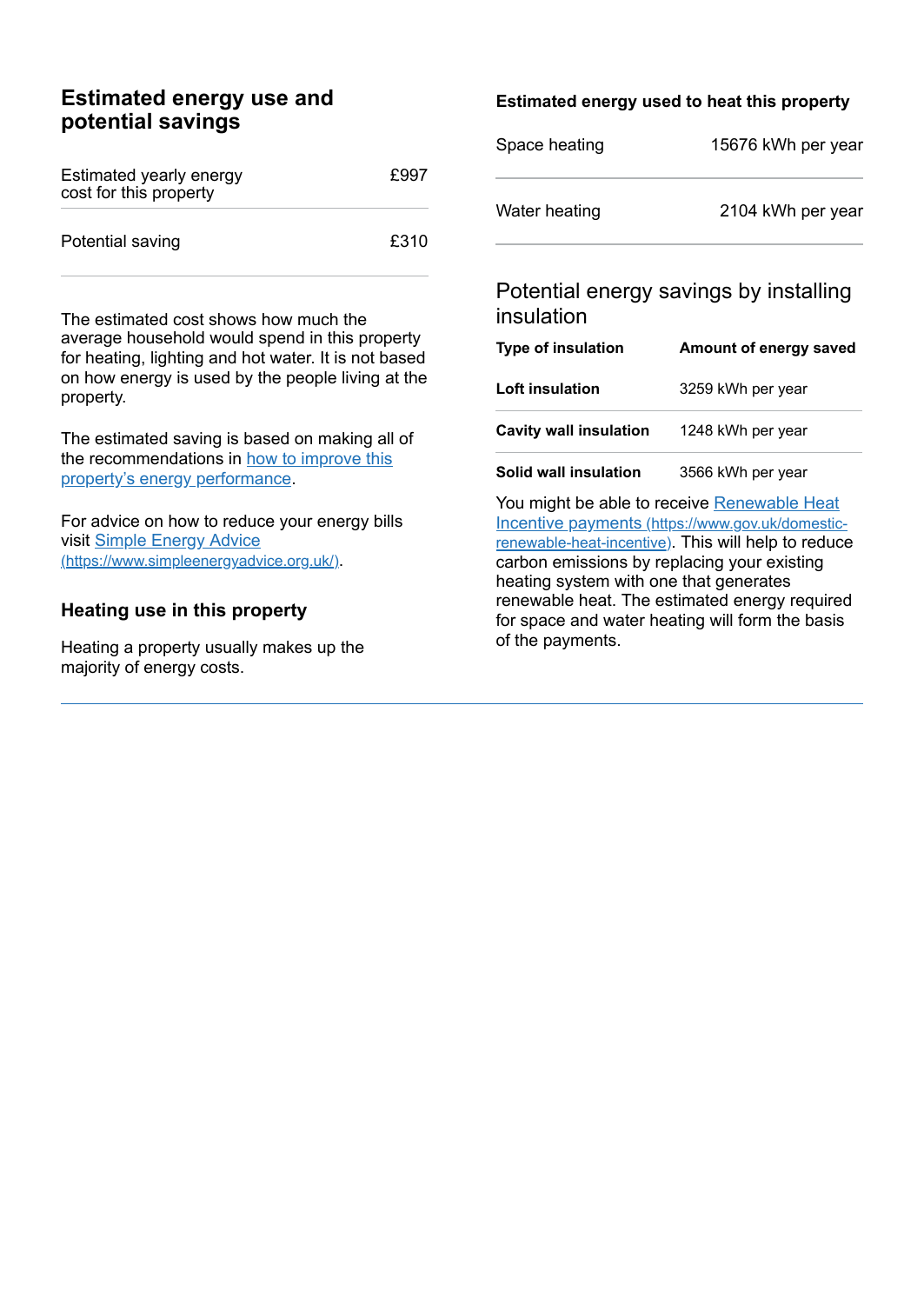## Estimated energy use and potential savings

| | |
|---|---|
| Estimated yearly energy cost for this property | £997 |
| Potential saving | £310 |

The estimated cost shows how much the average household would spend in this property for heating, lighting and hot water. It is not based on how energy is used by the people living at the property.

The estimated saving is based on making all of the recommendations in [how to improve this property's energy performance](#).

For advice on how to reduce your energy bills visit [Simple Energy Advice (https://www.simpleenergyadvice.org.uk/)](https://www.simpleenergyadvice.org.uk/).

### Heating use in this property

Heating a property usually makes up the majority of energy costs.

### Estimated energy used to heat this property

| | |
|---|---|
| Space heating | 15676 kWh per year |
| Water heating | 2104 kWh per year |

### Potential energy savings by installing insulation

| Type of insulation | Amount of energy saved |
|---|---|
| **Loft insulation** | 3259 kWh per year |
| **Cavity wall insulation** | 1248 kWh per year |
| **Solid wall insulation** | 3566 kWh per year |

You might be able to receive [Renewable Heat Incentive payments (https://www.gov.uk/domestic-renewable-heat-incentive)](https://www.gov.uk/domestic-renewable-heat-incentive). This will help to reduce carbon emissions by replacing your existing heating system with one that generates renewable heat. The estimated energy required for space and water heating will form the basis of the payments.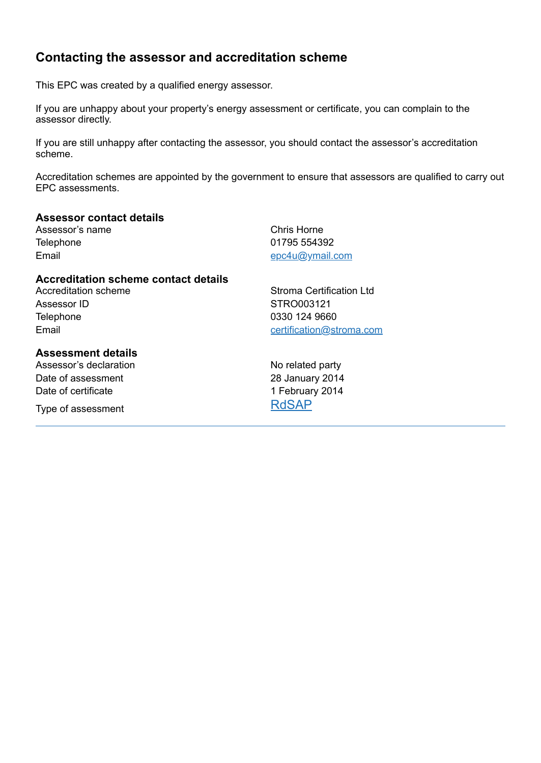## Contacting the assessor and accreditation scheme

This EPC was created by a qualified energy assessor.

If you are unhappy about your property's energy assessment or certificate, you can complain to the assessor directly.

If you are still unhappy after contacting the assessor, you should contact the assessor's accreditation scheme.

Accreditation schemes are appointed by the government to ensure that assessors are qualified to carry out EPC assessments.

### Assessor contact details

| | |
|---|---|
| Assessor's name | Chris Horne |
| Telephone | 01795 554392 |
| Email | epc4u@ymail.com |

### Accreditation scheme contact details

| | |
|---|---|
| Accreditation scheme | Stroma Certification Ltd |
| Assessor ID | STRO003121 |
| Telephone | 0330 124 9660 |
| Email | certification@stroma.com |

### Assessment details

| | |
|---|---|
| Assessor's declaration | No related party |
| Date of assessment | 28 January 2014 |
| Date of certificate | 1 February 2014 |
| Type of assessment | RdSAP |